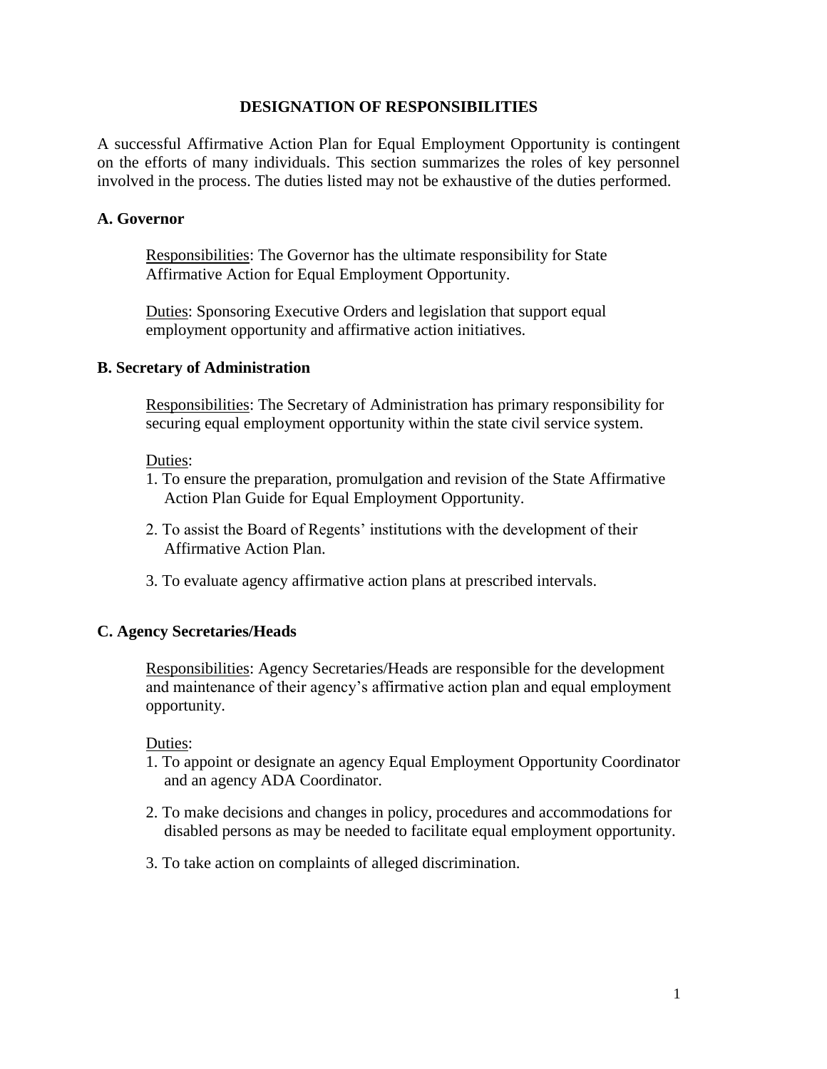# DESIGNATION OF RESPONSIBILITIES

A successful Affirmative Action Plan for Equal Employment Opportunity is contingent on the efforts of many individuals. This section summarizes the roles of key personnel involved in the process. The duties listed may not be exhaustive of the duties performed.

## A. Governor

Responsibilities: The Governor has the ultimate responsibility for State Affirmative Action for Equal Employment Opportunity.

Duties: Sponsoring Executive Orders and legislation that support equal employment opportunity and affirmative action initiatives.

## B. Secretary of Administration

Responsibilities: The Secretary of Administration has primary responsibility for securing equal employment opportunity within the state civil service system.

Duties:

1. To ensure the preparation, promulgation and revision of the State Affirmative Action Plan Guide for Equal Employment Opportunity.
2. To assist the Board of Regents' institutions with the development of their Affirmative Action Plan.
3. To evaluate agency affirmative action plans at prescribed intervals.

## C. Agency Secretaries/Heads

Responsibilities: Agency Secretaries/Heads are responsible for the development and maintenance of their agency's affirmative action plan and equal employment opportunity.

Duties:

1. To appoint or designate an agency Equal Employment Opportunity Coordinator and an agency ADA Coordinator.
2. To make decisions and changes in policy, procedures and accommodations for disabled persons as may be needed to facilitate equal employment opportunity.
3. To take action on complaints of alleged discrimination.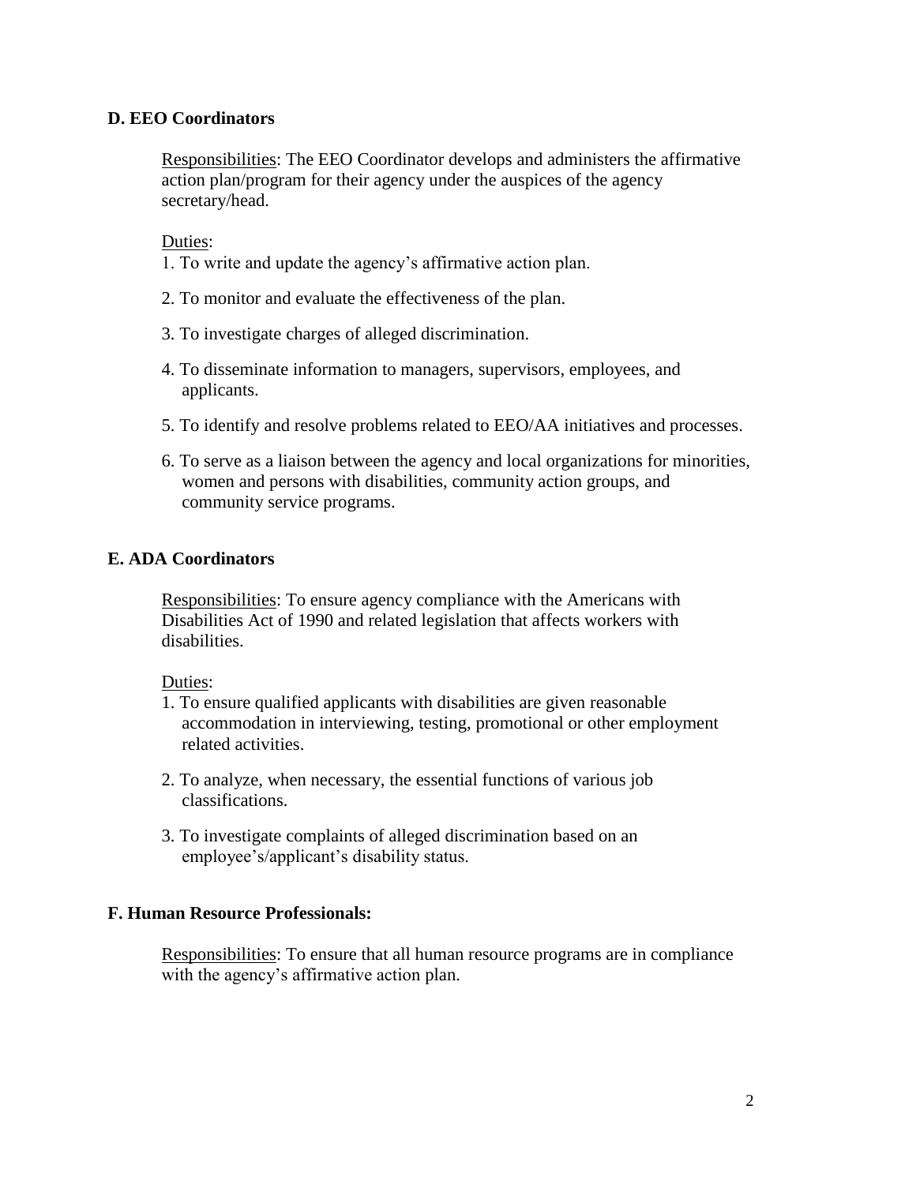### D. EEO Coordinators

<u>Responsibilities</u>: The EEO Coordinator develops and administers the affirmative action plan/program for their agency under the auspices of the agency secretary/head.

<u>Duties</u>:

1. To write and update the agency's affirmative action plan.
2. To monitor and evaluate the effectiveness of the plan.
3. To investigate charges of alleged discrimination.
4. To disseminate information to managers, supervisors, employees, and applicants.
5. To identify and resolve problems related to EEO/AA initiatives and processes.
6. To serve as a liaison between the agency and local organizations for minorities, women and persons with disabilities, community action groups, and community service programs.

### E. ADA Coordinators

<u>Responsibilities</u>: To ensure agency compliance with the Americans with Disabilities Act of 1990 and related legislation that affects workers with disabilities.

<u>Duties</u>:

1. To ensure qualified applicants with disabilities are given reasonable accommodation in interviewing, testing, promotional or other employment related activities.
2. To analyze, when necessary, the essential functions of various job classifications.
3. To investigate complaints of alleged discrimination based on an employee's/applicant's disability status.

### F. Human Resource Professionals:

<u>Responsibilities</u>: To ensure that all human resource programs are in compliance with the agency's affirmative action plan.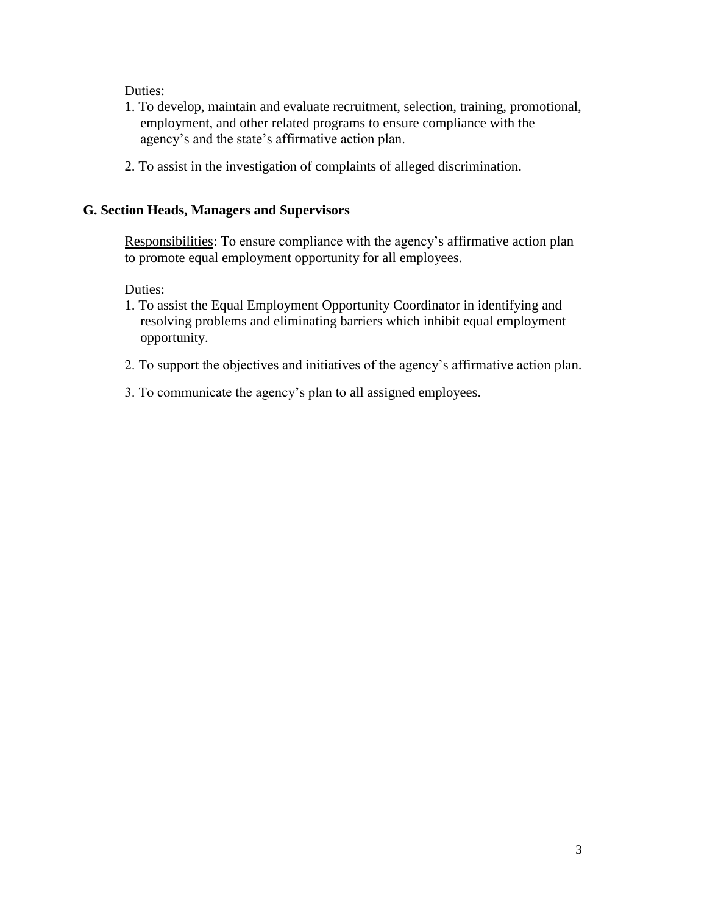Duties:

1. To develop, maintain and evaluate recruitment, selection, training, promotional, employment, and other related programs to ensure compliance with the agency's and the state's affirmative action plan.

2. To assist in the investigation of complaints of alleged discrimination.

### G. Section Heads, Managers and Supervisors

Responsibilities: To ensure compliance with the agency's affirmative action plan to promote equal employment opportunity for all employees.

Duties:

1. To assist the Equal Employment Opportunity Coordinator in identifying and resolving problems and eliminating barriers which inhibit equal employment opportunity.

2. To support the objectives and initiatives of the agency's affirmative action plan.

3. To communicate the agency's plan to all assigned employees.